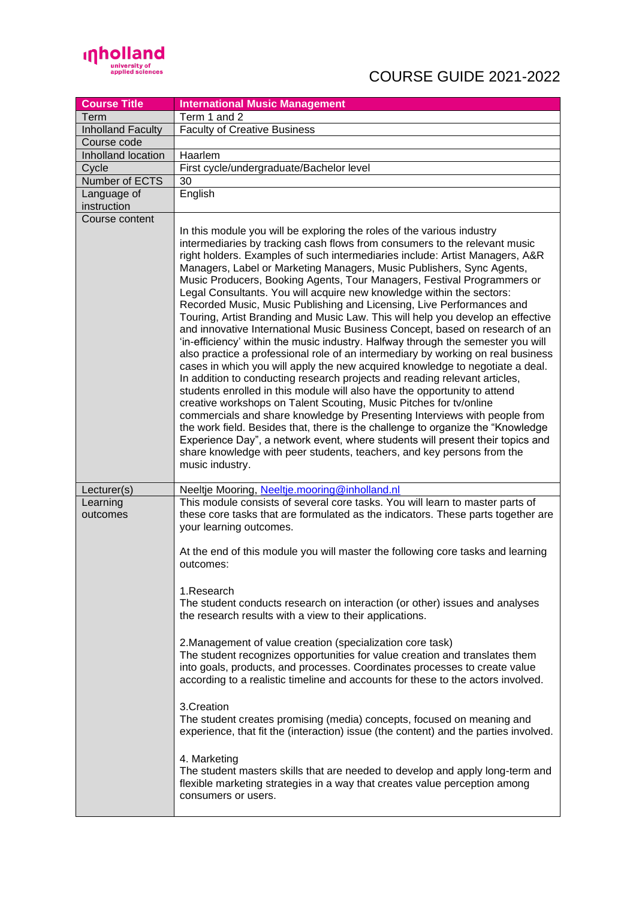# COURSE GUIDE 2021-2022

| Course Title | International Music Management |
|---|---|
| Term | Term 1 and 2 |
| Inholland Faculty | Faculty of Creative Business |
| Course code | |
| Inholland location | Haarlem |
| Cycle | First cycle/undergraduate/Bachelor level |
| Number of ECTS | 30 |
| Language of instruction | English |
| Course content | In this module you will be exploring the roles of the various industry intermediaries by tracking cash flows from consumers to the relevant music right holders. Examples of such intermediaries include: Artist Managers, A&R Managers, Label or Marketing Managers, Music Publishers, Sync Agents, Music Producers, Booking Agents, Tour Managers, Festival Programmers or Legal Consultants. You will acquire new knowledge within the sectors: Recorded Music, Music Publishing and Licensing, Live Performances and Touring, Artist Branding and Music Law. This will help you develop an effective and innovative International Music Business Concept, based on research of an 'in-efficiency' within the music industry. Halfway through the semester you will also practice a professional role of an intermediary by working on real business cases in which you will apply the new acquired knowledge to negotiate a deal. In addition to conducting research projects and reading relevant articles, students enrolled in this module will also have the opportunity to attend creative workshops on Talent Scouting, Music Pitches for tv/online commercials and share knowledge by Presenting Interviews with people from the work field. Besides that, there is the challenge to organize the "Knowledge Experience Day", a network event, where students will present their topics and share knowledge with peer students, teachers, and key persons from the music industry. |
| Lecturer(s) | Neeltje Mooring, Neeltje.mooring@inholland.nl |
| Learning outcomes | This module consists of several core tasks. You will learn to master parts of these core tasks that are formulated as the indicators. These parts together are your learning outcomes.<br><br>At the end of this module you will master the following core tasks and learning outcomes:<br><br>1.Research<br>The student conducts research on interaction (or other) issues and analyses the research results with a view to their applications.<br><br>2.Management of value creation (specialization core task)<br>The student recognizes opportunities for value creation and translates them into goals, products, and processes. Coordinates processes to create value according to a realistic timeline and accounts for these to the actors involved.<br><br>3.Creation<br>The student creates promising (media) concepts, focused on meaning and experience, that fit the (interaction) issue (the content) and the parties involved.<br><br>4. Marketing<br>The student masters skills that are needed to develop and apply long-term and flexible marketing strategies in a way that creates value perception among consumers or users. |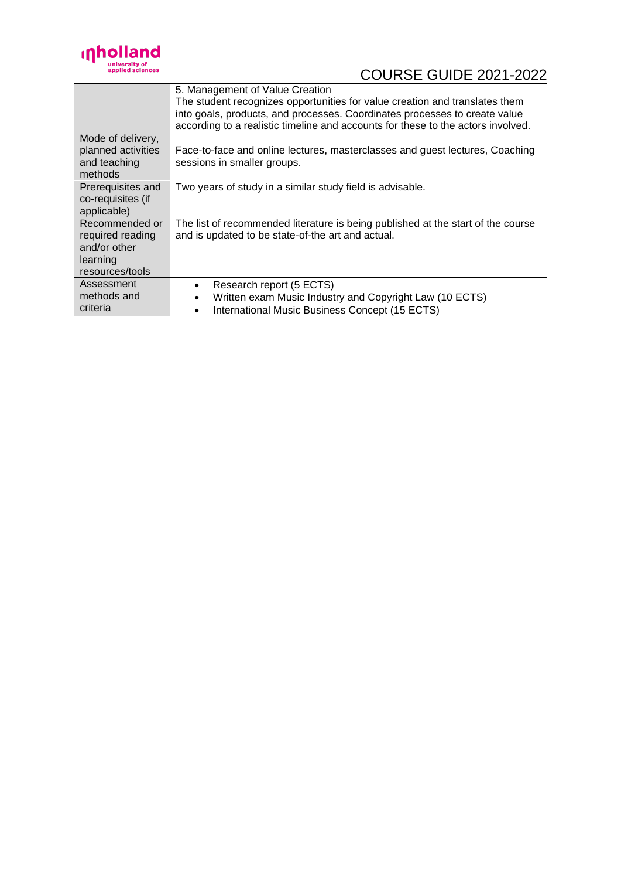| | |
|---|---|
| | 5. Management of Value Creation<br>The student recognizes opportunities for value creation and translates them into goals, products, and processes. Coordinates processes to create value according to a realistic timeline and accounts for these to the actors involved. |
| Mode of delivery, planned activities and teaching methods | Face-to-face and online lectures, masterclasses and guest lectures, Coaching sessions in smaller groups. |
| Prerequisites and co-requisites (if applicable) | Two years of study in a similar study field is advisable. |
| Recommended or required reading and/or other learning resources/tools | The list of recommended literature is being published at the start of the course and is updated to be state-of-the art and actual. |
| Assessment methods and criteria | • Research report (5 ECTS)<br>• Written exam Music Industry and Copyright Law (10 ECTS)<br>• International Music Business Concept (15 ECTS) |